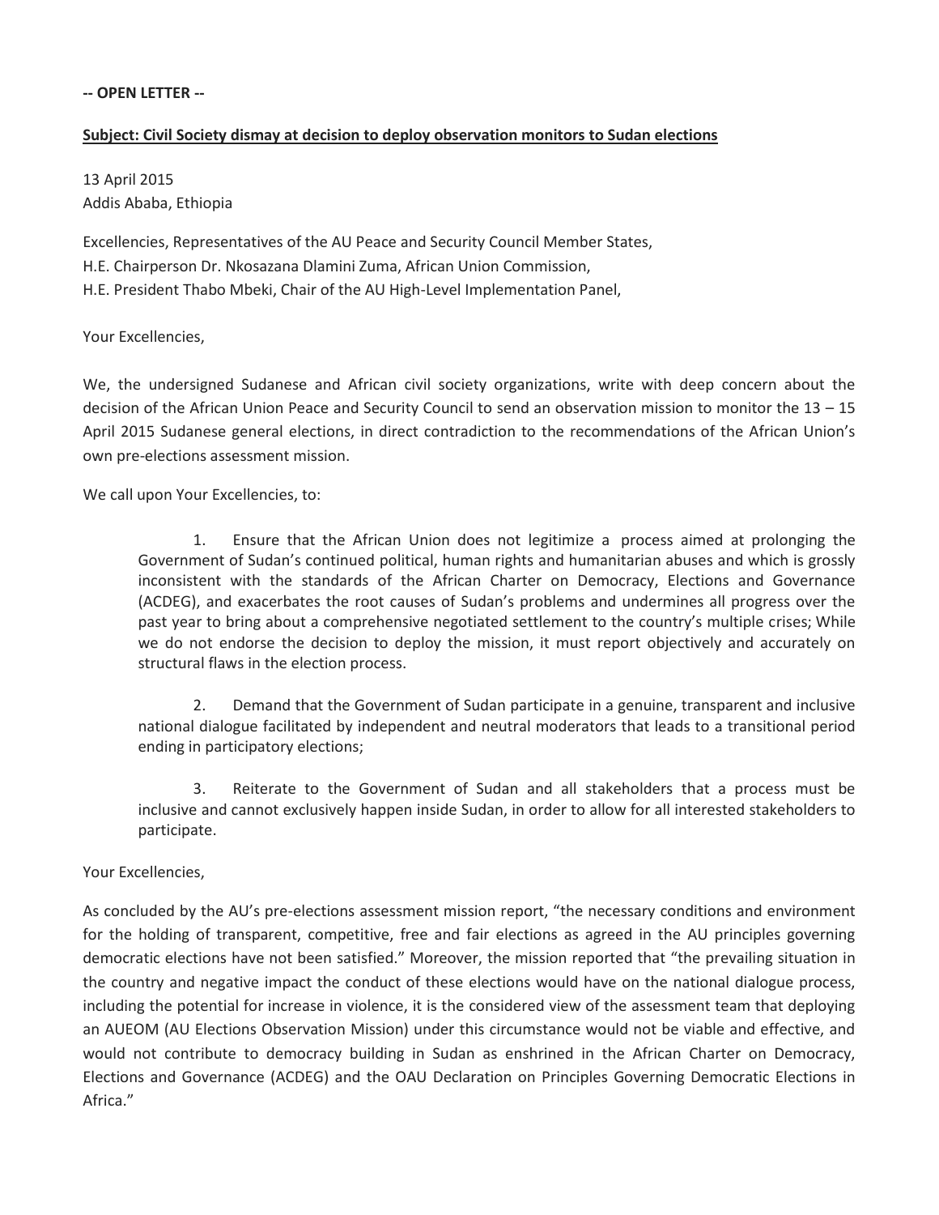**-- OPEN LETTER --**

**Subject: Civil Society dismay at decision to deploy observation monitors to Sudan elections**

13 April 2015
Addis Ababa, Ethiopia

Excellencies, Representatives of the AU Peace and Security Council Member States,
H.E. Chairperson Dr. Nkosazana Dlamini Zuma, African Union Commission,
H.E. President Thabo Mbeki, Chair of the AU High-Level Implementation Panel,

Your Excellencies,

We, the undersigned Sudanese and African civil society organizations, write with deep concern about the decision of the African Union Peace and Security Council to send an observation mission to monitor the 13 – 15 April 2015 Sudanese general elections, in direct contradiction to the recommendations of the African Union's own pre-elections assessment mission.

We call upon Your Excellencies, to:

1. Ensure that the African Union does not legitimize a process aimed at prolonging the Government of Sudan's continued political, human rights and humanitarian abuses and which is grossly inconsistent with the standards of the African Charter on Democracy, Elections and Governance (ACDEG), and exacerbates the root causes of Sudan's problems and undermines all progress over the past year to bring about a comprehensive negotiated settlement to the country's multiple crises; While we do not endorse the decision to deploy the mission, it must report objectively and accurately on structural flaws in the election process.

2. Demand that the Government of Sudan participate in a genuine, transparent and inclusive national dialogue facilitated by independent and neutral moderators that leads to a transitional period ending in participatory elections;

3. Reiterate to the Government of Sudan and all stakeholders that a process must be inclusive and cannot exclusively happen inside Sudan, in order to allow for all interested stakeholders to participate.

Your Excellencies,

As concluded by the AU's pre-elections assessment mission report, "the necessary conditions and environment for the holding of transparent, competitive, free and fair elections as agreed in the AU principles governing democratic elections have not been satisfied." Moreover, the mission reported that "the prevailing situation in the country and negative impact the conduct of these elections would have on the national dialogue process, including the potential for increase in violence, it is the considered view of the assessment team that deploying an AUEOM (AU Elections Observation Mission) under this circumstance would not be viable and effective, and would not contribute to democracy building in Sudan as enshrined in the African Charter on Democracy, Elections and Governance (ACDEG) and the OAU Declaration on Principles Governing Democratic Elections in Africa."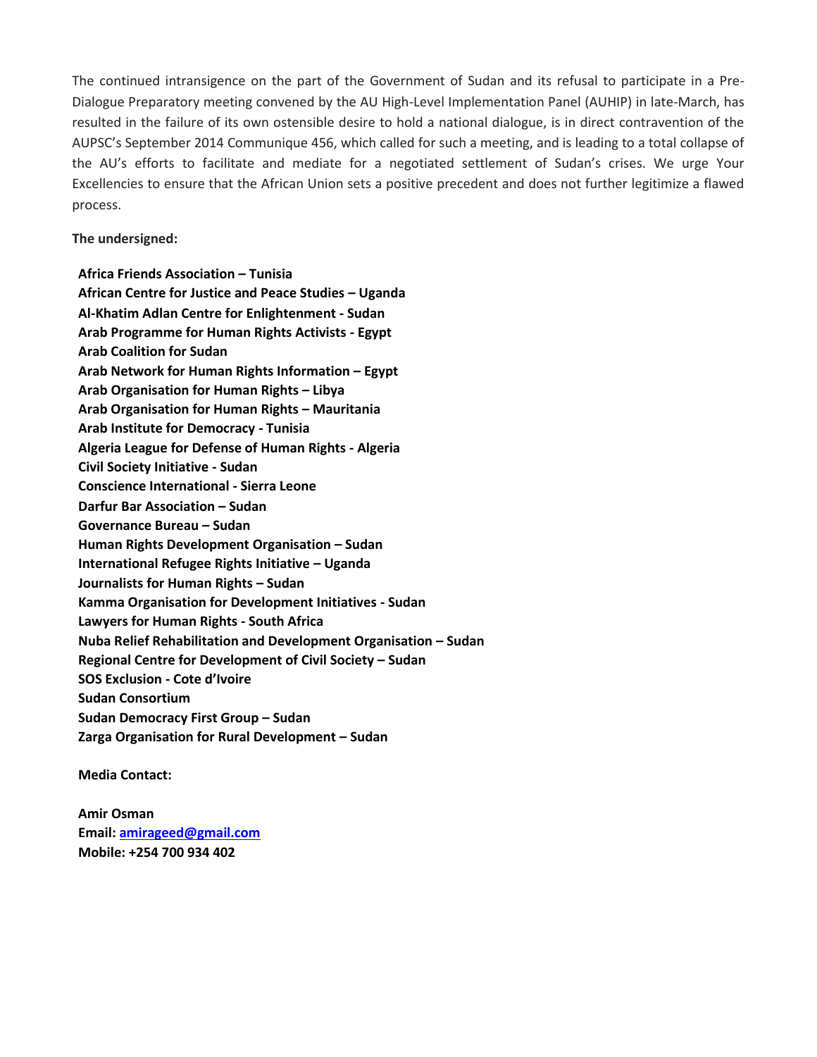The continued intransigence on the part of the Government of Sudan and its refusal to participate in a Pre-Dialogue Preparatory meeting convened by the AU High-Level Implementation Panel (AUHIP) in late-March, has resulted in the failure of its own ostensible desire to hold a national dialogue, is in direct contravention of the AUPSC's September 2014 Communique 456, which called for such a meeting, and is leading to a total collapse of the AU's efforts to facilitate and mediate for a negotiated settlement of Sudan's crises. We urge Your Excellencies to ensure that the African Union sets a positive precedent and does not further legitimize a flawed process.

**The undersigned:**

**Africa Friends Association – Tunisia**
**African Centre for Justice and Peace Studies – Uganda**
**Al-Khatim Adlan Centre for Enlightenment - Sudan**
**Arab Programme for Human Rights Activists - Egypt**
**Arab Coalition for Sudan**
**Arab Network for Human Rights Information – Egypt**
**Arab Organisation for Human Rights – Libya**
**Arab Organisation for Human Rights – Mauritania**
**Arab Institute for Democracy - Tunisia**
**Algeria League for Defense of Human Rights - Algeria**
**Civil Society Initiative - Sudan**
**Conscience International - Sierra Leone**
**Darfur Bar Association – Sudan**
**Governance Bureau – Sudan**
**Human Rights Development Organisation – Sudan**
**International Refugee Rights Initiative – Uganda**
**Journalists for Human Rights – Sudan**
**Kamma Organisation for Development Initiatives - Sudan**
**Lawyers for Human Rights - South Africa**
**Nuba Relief Rehabilitation and Development Organisation – Sudan**
**Regional Centre for Development of Civil Society – Sudan**
**SOS Exclusion - Cote d'Ivoire**
**Sudan Consortium**
**Sudan Democracy First Group – Sudan**
**Zarga Organisation for Rural Development – Sudan**

**Media Contact:**

**Amir Osman**
**Email: amirageed@gmail.com**
**Mobile: +254 700 934 402**